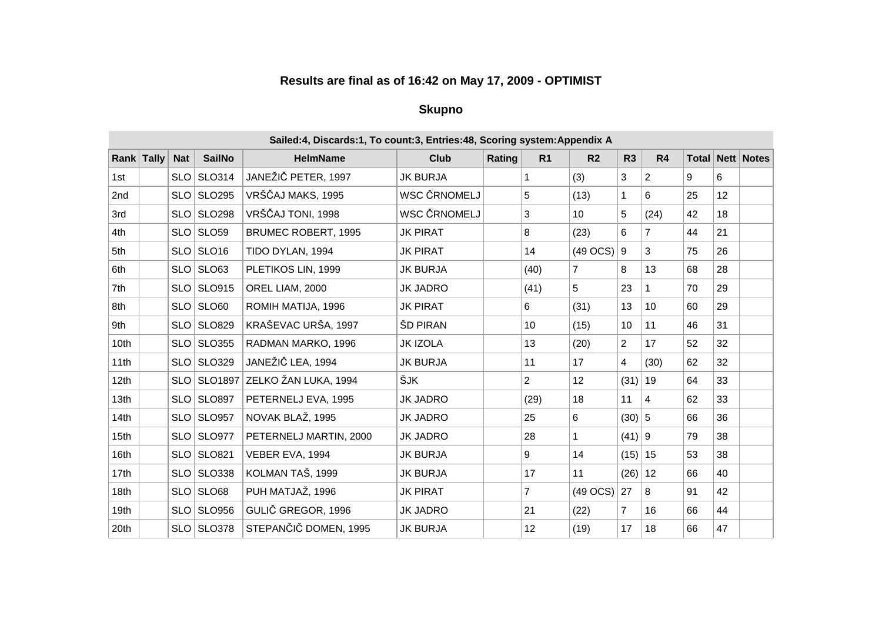# Results are final as of 16:42 on May 17, 2009 - OPTIMIST

## Skupno

| Sailed:4, Discards:1, To count:3, Entries:48, Scoring system:Appendix A | | | | | | | | | | | | | | |
|---|---|---|---|---|---|---|---|---|---|---|---|---|---|---|
| Rank | Tally | Nat | SailNo | HelmName | Club | Rating | R1 | R2 | R3 | R4 | Total | Nett | Notes |
| 1st | | SLO | SLO314 | JANEŽIČ PETER, 1997 | JK BURJA | | 1 | (3) | 3 | 2 | 9 | 6 | |
| 2nd | | SLO | SLO295 | VRŠČAJ MAKS, 1995 | WSC ČRNOMELJ | | 5 | (13) | 1 | 6 | 25 | 12 | |
| 3rd | | SLO | SLO298 | VRŠČAJ TONI, 1998 | WSC ČRNOMELJ | | 3 | 10 | 5 | (24) | 42 | 18 | |
| 4th | | SLO | SLO59 | BRUMEC ROBERT, 1995 | JK PIRAT | | 8 | (23) | 6 | 7 | 44 | 21 | |
| 5th | | SLO | SLO16 | TIDO DYLAN, 1994 | JK PIRAT | | 14 | (49 OCS) | 9 | 3 | 75 | 26 | |
| 6th | | SLO | SLO63 | PLETIKOS LIN, 1999 | JK BURJA | | (40) | 7 | 8 | 13 | 68 | 28 | |
| 7th | | SLO | SLO915 | OREL LIAM, 2000 | JK JADRO | | (41) | 5 | 23 | 1 | 70 | 29 | |
| 8th | | SLO | SLO60 | ROMIH MATIJA, 1996 | JK PIRAT | | 6 | (31) | 13 | 10 | 60 | 29 | |
| 9th | | SLO | SLO829 | KRAŠEVAC URŠA, 1997 | ŠD PIRAN | | 10 | (15) | 10 | 11 | 46 | 31 | |
| 10th | | SLO | SLO355 | RADMAN MARKO, 1996 | JK IZOLA | | 13 | (20) | 2 | 17 | 52 | 32 | |
| 11th | | SLO | SLO329 | JANEŽIČ LEA, 1994 | JK BURJA | | 11 | 17 | 4 | (30) | 62 | 32 | |
| 12th | | SLO | SLO1897 | ZELKO ŽAN LUKA, 1994 | ŠJK | | 2 | 12 | (31) | 19 | 64 | 33 | |
| 13th | | SLO | SLO897 | PETERNELJ EVA, 1995 | JK JADRO | | (29) | 18 | 11 | 4 | 62 | 33 | |
| 14th | | SLO | SLO957 | NOVAK BLAŽ, 1995 | JK JADRO | | 25 | 6 | (30) | 5 | 66 | 36 | |
| 15th | | SLO | SLO977 | PETERNELJ MARTIN, 2000 | JK JADRO | | 28 | 1 | (41) | 9 | 79 | 38 | |
| 16th | | SLO | SLO821 | VEBER EVA, 1994 | JK BURJA | | 9 | 14 | (15) | 15 | 53 | 38 | |
| 17th | | SLO | SLO338 | KOLMAN TAŠ, 1999 | JK BURJA | | 17 | 11 | (26) | 12 | 66 | 40 | |
| 18th | | SLO | SLO68 | PUH MATJAŽ, 1996 | JK PIRAT | | 7 | (49 OCS) | 27 | 8 | 91 | 42 | |
| 19th | | SLO | SLO956 | GULIČ GREGOR, 1996 | JK JADRO | | 21 | (22) | 7 | 16 | 66 | 44 | |
| 20th | | SLO | SLO378 | STEPANČIČ DOMEN, 1995 | JK BURJA | | 12 | (19) | 17 | 18 | 66 | 47 | |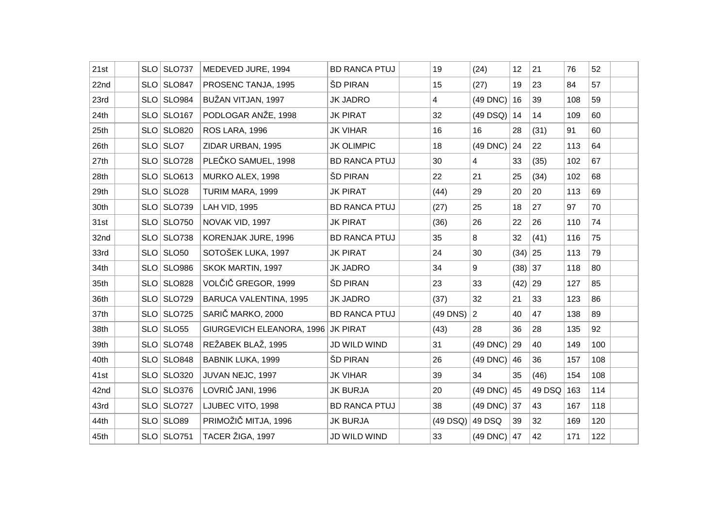|  |  |  |  |  |  |  |  |  |  |  |  |  |  |
|---|---|---|---|---|---|---|---|---|---|---|---|---|---|
| 21st |  | SLO | SLO737 | MEDEVED JURE, 1994 | BD RANCA PTUJ |  | 19 | (24) | 12 | 21 | 76 | 52 |  |
| 22nd |  | SLO | SLO847 | PROSENC TANJA, 1995 | ŠD PIRAN |  | 15 | (27) | 19 | 23 | 84 | 57 |  |
| 23rd |  | SLO | SLO984 | BUŽAN VITJAN, 1997 | JK JADRO |  | 4 | (49 DNC) | 16 | 39 | 108 | 59 |  |
| 24th |  | SLO | SLO167 | PODLOGAR ANŽE, 1998 | JK PIRAT |  | 32 | (49 DSQ) | 14 | 14 | 109 | 60 |  |
| 25th |  | SLO | SLO820 | ROS LARA, 1996 | JK VIHAR |  | 16 | 16 | 28 | (31) | 91 | 60 |  |
| 26th |  | SLO | SLO7 | ZIDAR URBAN, 1995 | JK OLIMPIC |  | 18 | (49 DNC) | 24 | 22 | 113 | 64 |  |
| 27th |  | SLO | SLO728 | PLEČKO SAMUEL, 1998 | BD RANCA PTUJ |  | 30 | 4 | 33 | (35) | 102 | 67 |  |
| 28th |  | SLO | SLO613 | MURKO ALEX, 1998 | ŠD PIRAN |  | 22 | 21 | 25 | (34) | 102 | 68 |  |
| 29th |  | SLO | SLO28 | TURIM MARA, 1999 | JK PIRAT |  | (44) | 29 | 20 | 20 | 113 | 69 |  |
| 30th |  | SLO | SLO739 | LAH VID, 1995 | BD RANCA PTUJ |  | (27) | 25 | 18 | 27 | 97 | 70 |  |
| 31st |  | SLO | SLO750 | NOVAK VID, 1997 | JK PIRAT |  | (36) | 26 | 22 | 26 | 110 | 74 |  |
| 32nd |  | SLO | SLO738 | KORENJAK JURE, 1996 | BD RANCA PTUJ |  | 35 | 8 | 32 | (41) | 116 | 75 |  |
| 33rd |  | SLO | SLO50 | SOTOŠEK LUKA, 1997 | JK PIRAT |  | 24 | 30 | (34) | 25 | 113 | 79 |  |
| 34th |  | SLO | SLO986 | SKOK MARTIN, 1997 | JK JADRO |  | 34 | 9 | (38) | 37 | 118 | 80 |  |
| 35th |  | SLO | SLO828 | VOLČIČ GREGOR, 1999 | ŠD PIRAN |  | 23 | 33 | (42) | 29 | 127 | 85 |  |
| 36th |  | SLO | SLO729 | BARUCA VALENTINA, 1995 | JK JADRO |  | (37) | 32 | 21 | 33 | 123 | 86 |  |
| 37th |  | SLO | SLO725 | SARIČ MARKO, 2000 | BD RANCA PTUJ |  | (49 DNS) | 2 | 40 | 47 | 138 | 89 |  |
| 38th |  | SLO | SLO55 | GIURGEVICH ELEANORA, 1996 | JK PIRAT |  | (43) | 28 | 36 | 28 | 135 | 92 |  |
| 39th |  | SLO | SLO748 | REŽABEK BLAŽ, 1995 | JD WILD WIND |  | 31 | (49 DNC) | 29 | 40 | 149 | 100 |  |
| 40th |  | SLO | SLO848 | BABNIK LUKA, 1999 | ŠD PIRAN |  | 26 | (49 DNC) | 46 | 36 | 157 | 108 |  |
| 41st |  | SLO | SLO320 | JUVAN NEJC, 1997 | JK VIHAR |  | 39 | 34 | 35 | (46) | 154 | 108 |  |
| 42nd |  | SLO | SLO376 | LOVRIČ JANI, 1996 | JK BURJA |  | 20 | (49 DNC) | 45 | 49 DSQ | 163 | 114 |  |
| 43rd |  | SLO | SLO727 | LJUBEC VITO, 1998 | BD RANCA PTUJ |  | 38 | (49 DNC) | 37 | 43 | 167 | 118 |  |
| 44th |  | SLO | SLO89 | PRIMOŽIČ MITJA, 1996 | JK BURJA |  | (49 DSQ) | 49 DSQ | 39 | 32 | 169 | 120 |  |
| 45th |  | SLO | SLO751 | TACER ŽIGA, 1997 | JD WILD WIND |  | 33 | (49 DNC) | 47 | 42 | 171 | 122 |  |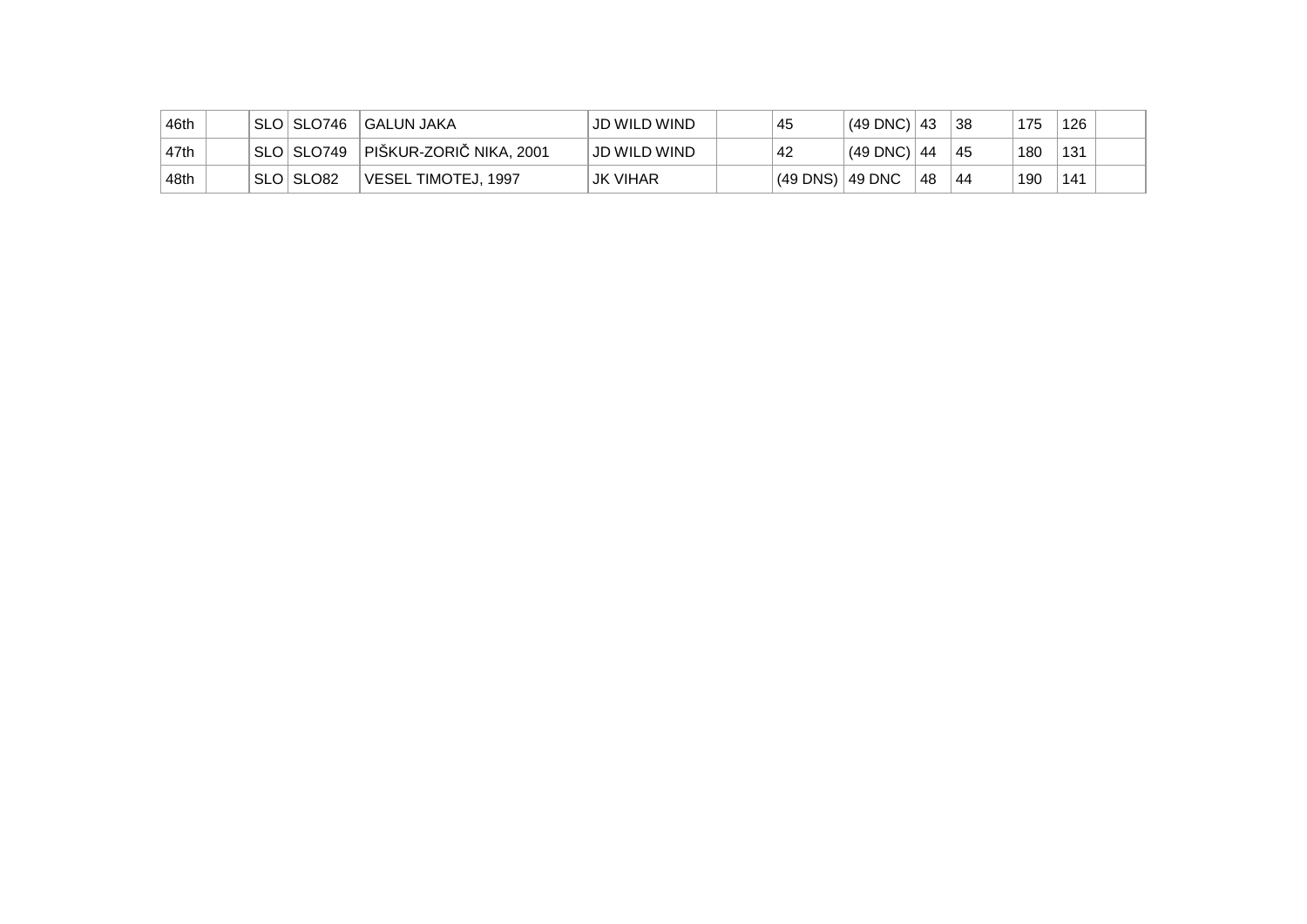| | | | | | | | | | | | | | |
|---|---|---|---|---|---|---|---|---|---|---|---|---|---|
| 46th | | SLO | SLO746 | GALUN JAKA | JD WILD WIND | | 45 | (49 DNC) | 43 | 38 | 175 | 126 | |
| 47th | | SLO | SLO749 | PIŠKUR-ZORIČ NIKA, 2001 | JD WILD WIND | | 42 | (49 DNC) | 44 | 45 | 180 | 131 | |
| 48th | | SLO | SLO82 | VESEL TIMOTEJ, 1997 | JK VIHAR | | (49 DNS) | 49 DNC | 48 | 44 | 190 | 141 | |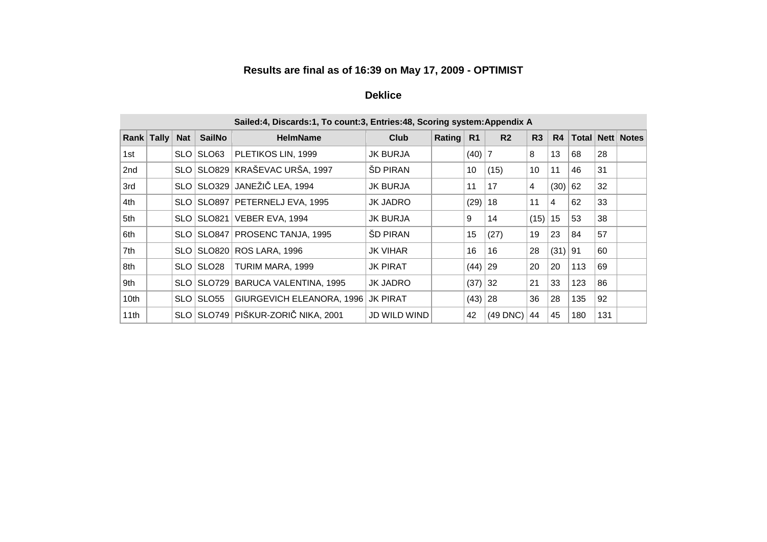### Results are final as of 16:39 on May 17, 2009 - OPTIMIST

#### Deklice

| Sailed:4, Discards:1, To count:3, Entries:48, Scoring system:Appendix A | | | | | | | | | | | | | | |
|---|---|---|---|---|---|---|---|---|---|---|---|---|---|---|
| Rank | Tally | Nat | SailNo | HelmName | Club | Rating | R1 | R2 | R3 | R4 | Total | Nett | Notes |
| 1st | | SLO | SLO63 | PLETIKOS LIN, 1999 | JK BURJA | | (40) | 7 | 8 | 13 | 68 | 28 | |
| 2nd | | SLO | SLO829 | KRAŠEVAC URŠA, 1997 | ŠD PIRAN | | 10 | (15) | 10 | 11 | 46 | 31 | |
| 3rd | | SLO | SLO329 | JANEŽIČ LEA, 1994 | JK BURJA | | 11 | 17 | 4 | (30) | 62 | 32 | |
| 4th | | SLO | SLO897 | PETERNELJ EVA, 1995 | JK JADRO | | (29) | 18 | 11 | 4 | 62 | 33 | |
| 5th | | SLO | SLO821 | VEBER EVA, 1994 | JK BURJA | | 9 | 14 | (15) | 15 | 53 | 38 | |
| 6th | | SLO | SLO847 | PROSENC TANJA, 1995 | ŠD PIRAN | | 15 | (27) | 19 | 23 | 84 | 57 | |
| 7th | | SLO | SLO820 | ROS LARA, 1996 | JK VIHAR | | 16 | 16 | 28 | (31) | 91 | 60 | |
| 8th | | SLO | SLO28 | TURIM MARA, 1999 | JK PIRAT | | (44) | 29 | 20 | 20 | 113 | 69 | |
| 9th | | SLO | SLO729 | BARUCA VALENTINA, 1995 | JK JADRO | | (37) | 32 | 21 | 33 | 123 | 86 | |
| 10th | | SLO | SLO55 | GIURGEVICH ELEANORA, 1996 | JK PIRAT | | (43) | 28 | 36 | 28 | 135 | 92 | |
| 11th | | SLO | SLO749 | PIŠKUR-ZORIČ NIKA, 2001 | JD WILD WIND | | 42 | (49 DNC) | 44 | 45 | 180 | 131 | |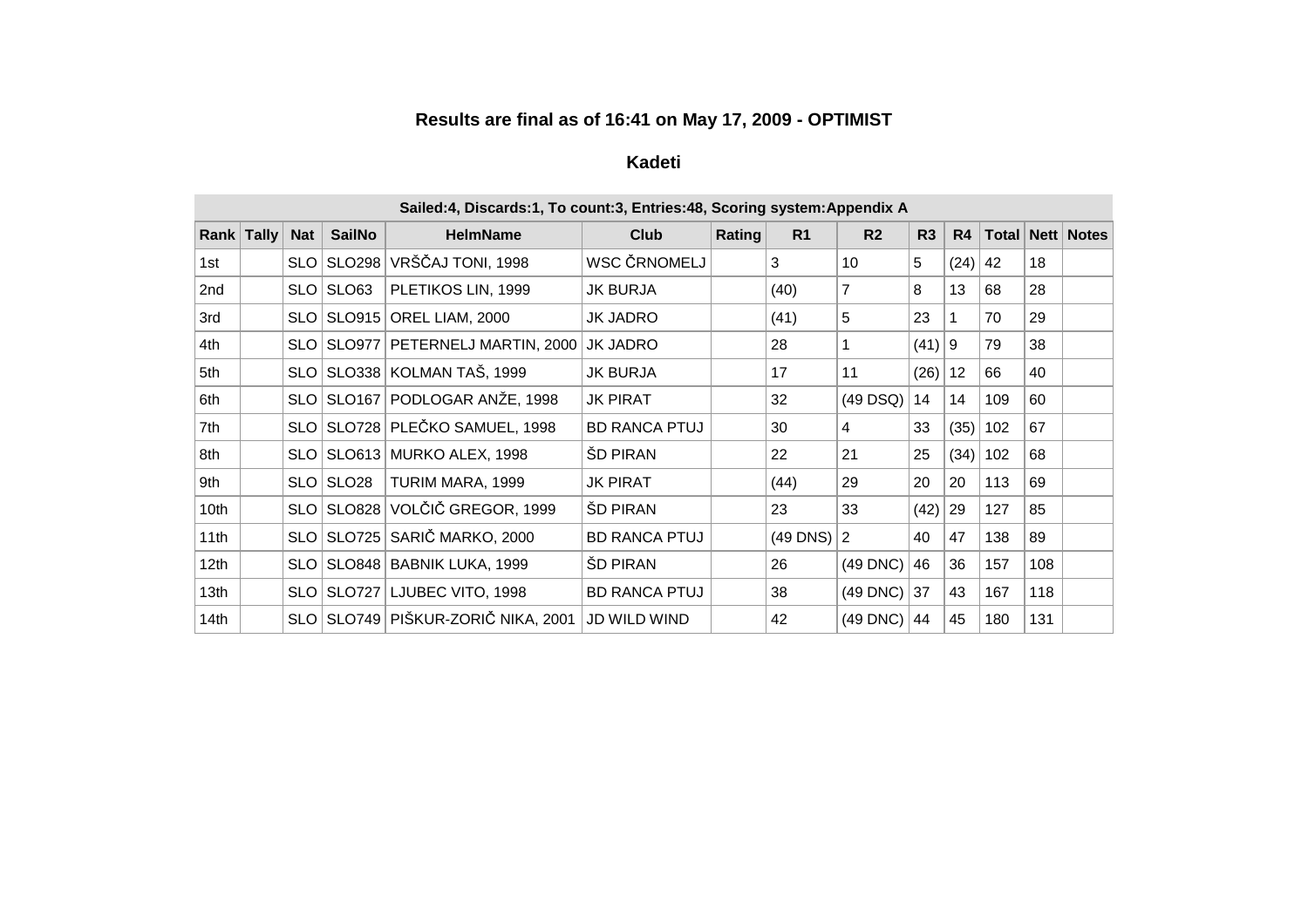### Results are final as of 16:41 on May 17, 2009 - OPTIMIST

### Kadeti

| Sailed:4, Discards:1, To count:3, Entries:48, Scoring system:Appendix A | | | | | | | | | | | | | | |
|---|---|---|---|---|---|---|---|---|---|---|---|---|---|---|
| Rank | Tally | Nat | SailNo | HelmName | Club | Rating | R1 | R2 | R3 | R4 | Total | Nett | Notes |
| 1st | | SLO | SLO298 | VRŠČAJ TONI, 1998 | WSC ČRNOMELJ | | 3 | 10 | 5 | (24) | 42 | 18 | |
| 2nd | | SLO | SLO63 | PLETIKOS LIN, 1999 | JK BURJA | | (40) | 7 | 8 | 13 | 68 | 28 | |
| 3rd | | SLO | SLO915 | OREL LIAM, 2000 | JK JADRO | | (41) | 5 | 23 | 1 | 70 | 29 | |
| 4th | | SLO | SLO977 | PETERNELJ MARTIN, 2000 | JK JADRO | | 28 | 1 | (41) | 9 | 79 | 38 | |
| 5th | | SLO | SLO338 | KOLMAN TAŠ, 1999 | JK BURJA | | 17 | 11 | (26) | 12 | 66 | 40 | |
| 6th | | SLO | SLO167 | PODLOGAR ANŽE, 1998 | JK PIRAT | | 32 | (49 DSQ) | 14 | 14 | 109 | 60 | |
| 7th | | SLO | SLO728 | PLEČKO SAMUEL, 1998 | BD RANCA PTUJ | | 30 | 4 | 33 | (35) | 102 | 67 | |
| 8th | | SLO | SLO613 | MURKO ALEX, 1998 | ŠD PIRAN | | 22 | 21 | 25 | (34) | 102 | 68 | |
| 9th | | SLO | SLO28 | TURIM MARA, 1999 | JK PIRAT | | (44) | 29 | 20 | 20 | 113 | 69 | |
| 10th | | SLO | SLO828 | VOLČIČ GREGOR, 1999 | ŠD PIRAN | | 23 | 33 | (42) | 29 | 127 | 85 | |
| 11th | | SLO | SLO725 | SARIČ MARKO, 2000 | BD RANCA PTUJ | | (49 DNS) | 2 | 40 | 47 | 138 | 89 | |
| 12th | | SLO | SLO848 | BABNIK LUKA, 1999 | ŠD PIRAN | | 26 | (49 DNC) | 46 | 36 | 157 | 108 | |
| 13th | | SLO | SLO727 | LJUBEC VITO, 1998 | BD RANCA PTUJ | | 38 | (49 DNC) | 37 | 43 | 167 | 118 | |
| 14th | | SLO | SLO749 | PIŠKUR-ZORIČ NIKA, 2001 | JD WILD WIND | | 42 | (49 DNC) | 44 | 45 | 180 | 131 | |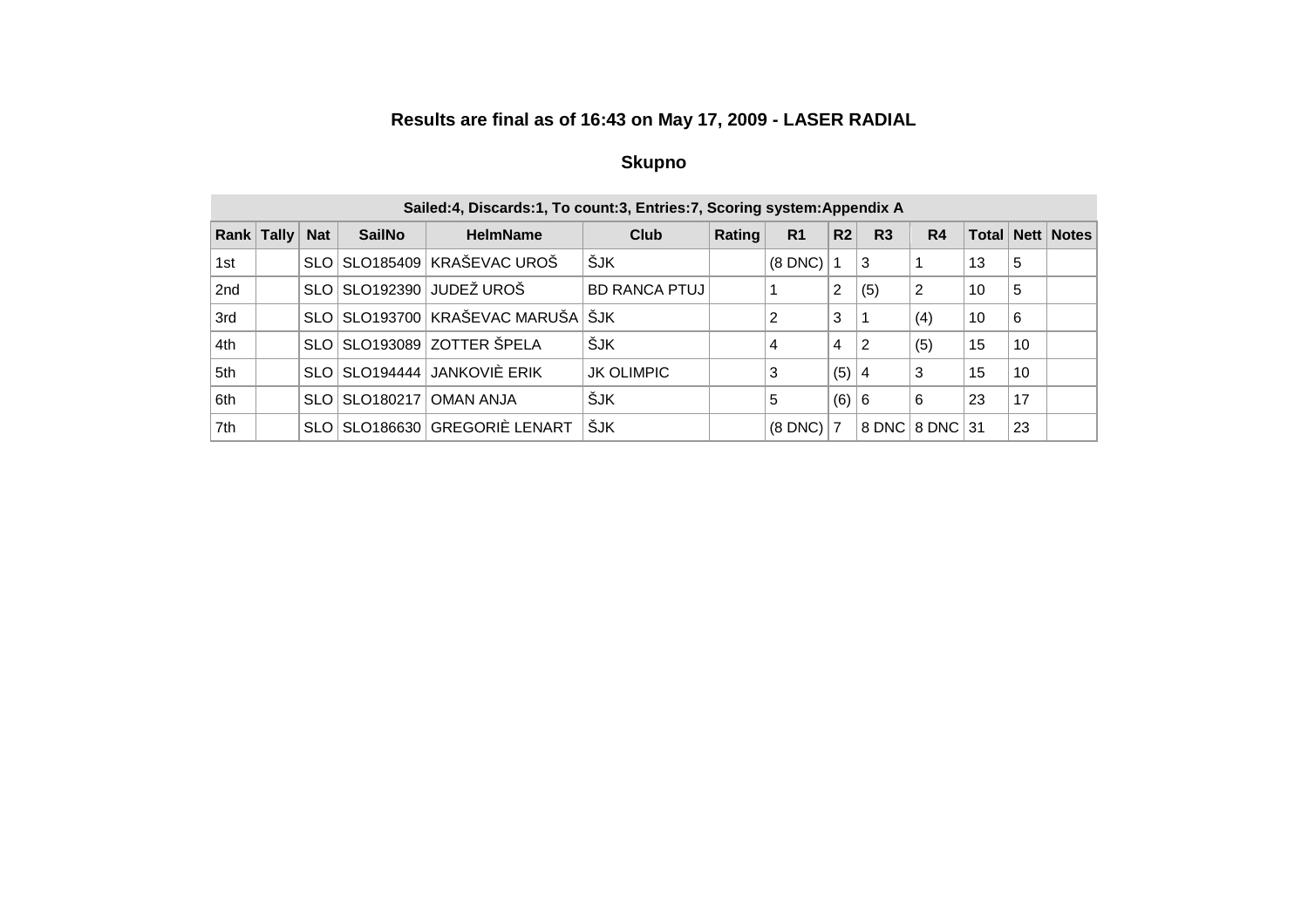## Results are final as of 16:43 on May 17, 2009 - LASER RADIAL

### Skupno

| Sailed:4, Discards:1, To count:3, Entries:7, Scoring system:Appendix A | | | | | | | | | | | | | | |
|---|---|---|---|---|---|---|---|---|---|---|---|---|---|---|
| **Rank** | **Tally** | **Nat** | **SailNo** | **HelmName** | **Club** | **Rating** | **R1** | **R2** | **R3** | **R4** | **Total** | **Nett** | **Notes** | |
| 1st | | SLO | SLO185409 | KRAŠEVAC UROŠ | ŠJK | | (8 DNC) | 1 | 3 | 1 | 13 | 5 | | |
| 2nd | | SLO | SLO192390 | JUDEŽ UROŠ | BD RANCA PTUJ | | 1 | 2 | (5) | 2 | 10 | 5 | | |
| 3rd | | SLO | SLO193700 | KRAŠEVAC MARUŠA | ŠJK | | 2 | 3 | 1 | (4) | 10 | 6 | | |
| 4th | | SLO | SLO193089 | ZOTTER ŠPELA | ŠJK | | 4 | 4 | 2 | (5) | 15 | 10 | | |
| 5th | | SLO | SLO194444 | JANKOVIÈ ERIK | JK OLIMPIC | | 3 | (5) | 4 | 3 | 15 | 10 | | |
| 6th | | SLO | SLO180217 | OMAN ANJA | ŠJK | | 5 | (6) | 6 | 6 | 23 | 17 | | |
| 7th | | SLO | SLO186630 | GREGORIÈ LENART | ŠJK | | (8 DNC) | 7 | 8 DNC | 8 DNC | 31 | 23 | | |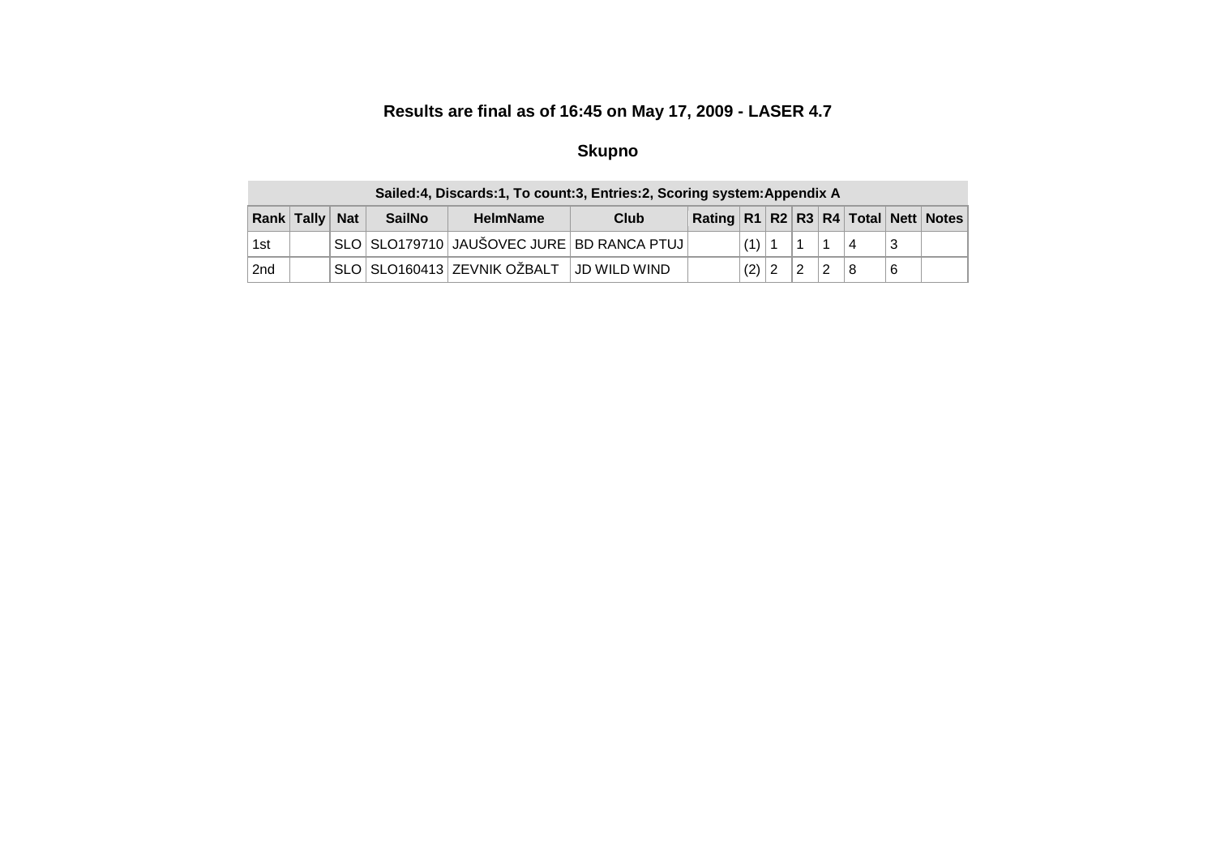### Results are final as of 16:45 on May 17, 2009 - LASER 4.7

### Skupno

**Sailed:4, Discards:1, To count:3, Entries:2, Scoring system:Appendix A**

| Rank | Tally | Nat | SailNo | HelmName | Club | Rating | R1 | R2 | R3 | R4 | Total | Nett | Notes |
|---|---|---|---|---|---|---|---|---|---|---|---|---|---|
| 1st | | SLO | SLO179710 | JAUŠOVEC JURE | BD RANCA PTUJ | | (1) | 1 | 1 | 1 | 4 | 3 | |
| 2nd | | SLO | SLO160413 | ZEVNIK OŽBALT | JD WILD WIND | | (2) | 2 | 2 | 2 | 8 | 6 | |